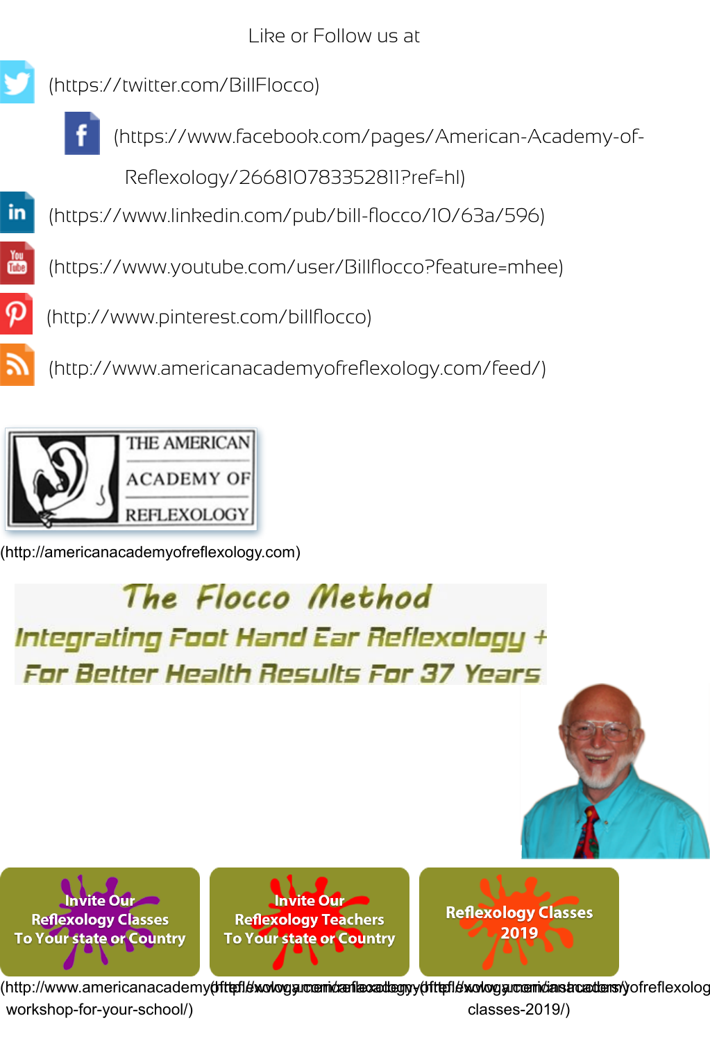Like or Follow us at

(https://twitter.com/BillFlocco)

(https://www.facebook.com/pages/American-Academy-of-Reflexology/266810783352811?ref=hl)

(https://www.linkedin.com/pub/bill-flocco/10/63a/596)

(https://www.youtube.com/user/Billflocco?feature=mhee)

(http://www.pinterest.com/billflocco)

(http://www.americanacademyofreflexology.com/feed/)

THE AMERICAN ACADEMY OF REFLEXOLOGY

(http://americanacademyofreflexology.com)

# The Flocco Method

## Integrating Foot Hand Ear Reflexology + For Better Health Results For 37 Years

Invite Our Reflexology Classes To Your state or Country

Invite Our Reflexology Teachers To Your state or Country

Reflexology Classes 2019

(http://www.americanacademyofreflexology.com/reflexology-workshop-for-your-school/) (http://www.americanacademyofreflexology.com/instructors/) (http://www.americanacademyofreflexology.com/classes-2019/)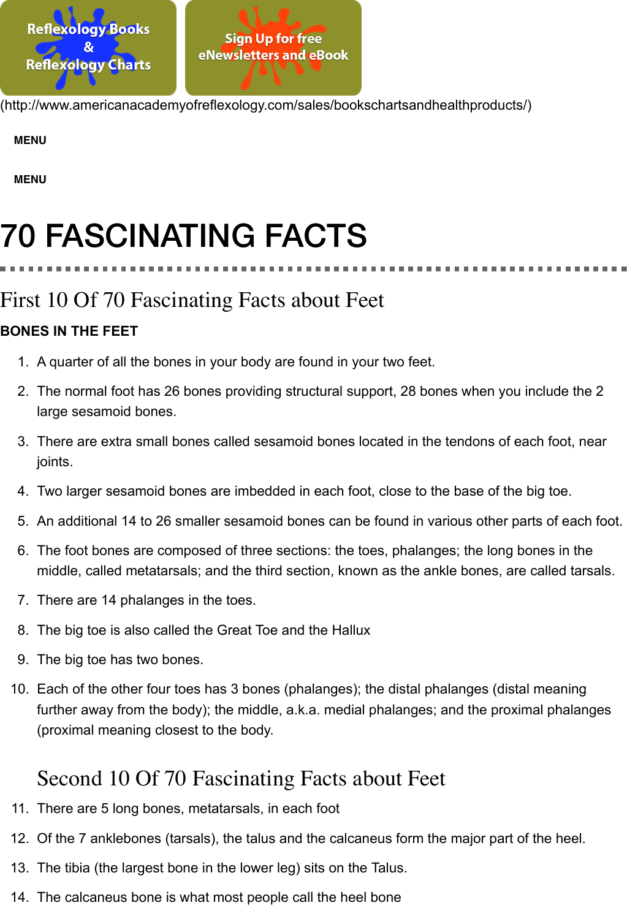Reflexology Books & Reflexology Charts

Sign Up for free eNewsletters and eBook

(http://www.americanacademyofreflexology.com/sales/bookschartsandhealthproducts/)

MENU

MENU

# 70 FASCINATING FACTS

## First 10 Of 70 Fascinating Facts about Feet

**BONES IN THE FEET**

1. A quarter of all the bones in your body are found in your two feet.
2. The normal foot has 26 bones providing structural support, 28 bones when you include the 2 large sesamoid bones.
3. There are extra small bones called sesamoid bones located in the tendons of each foot, near joints.
4. Two larger sesamoid bones are imbedded in each foot, close to the base of the big toe.
5. An additional 14 to 26 smaller sesamoid bones can be found in various other parts of each foot.
6. The foot bones are composed of three sections: the toes, phalanges; the long bones in the middle, called metatarsals; and the third section, known as the ankle bones, are called tarsals.
7. There are 14 phalanges in the toes.
8. The big toe is also called the Great Toe and the Hallux
9. The big toe has two bones.
10. Each of the other four toes has 3 bones (phalanges); the distal phalanges (distal meaning further away from the body); the middle, a.k.a. medial phalanges; and the proximal phalanges (proximal meaning closest to the body.

## Second 10 Of 70 Fascinating Facts about Feet

11. There are 5 long bones, metatarsals, in each foot
12. Of the 7 anklebones (tarsals), the talus and the calcaneus form the major part of the heel.
13. The tibia (the largest bone in the lower leg) sits on the Talus.
14. The calcaneus bone is what most people call the heel bone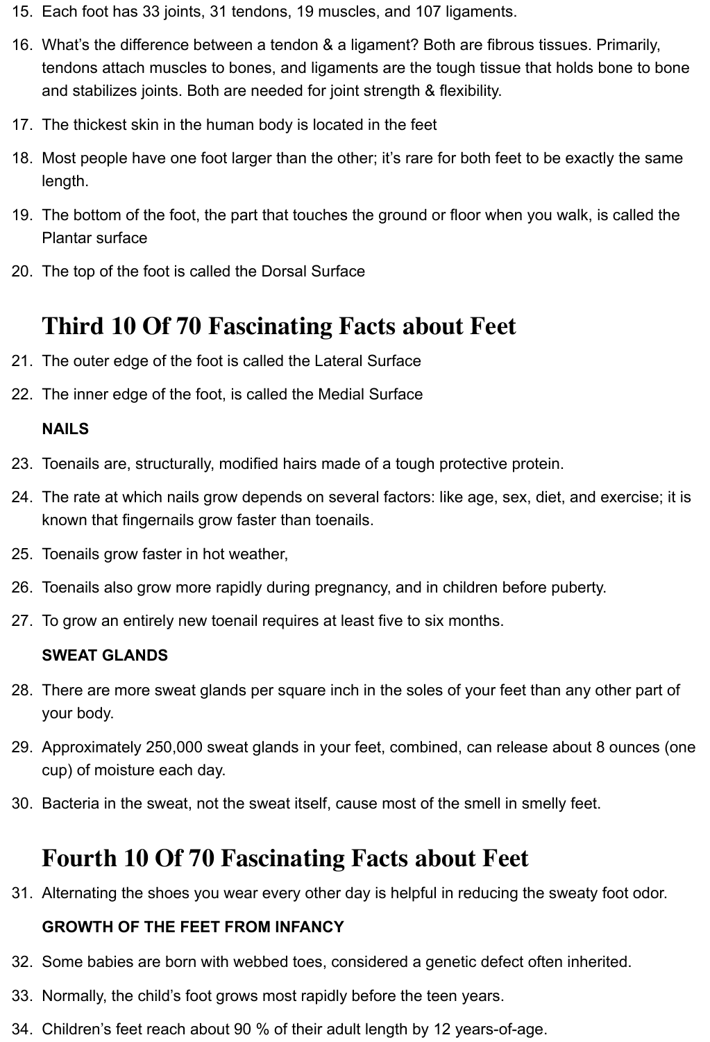15. Each foot has 33 joints, 31 tendons, 19 muscles, and 107 ligaments.
16. What's the difference between a tendon & a ligament? Both are fibrous tissues. Primarily, tendons attach muscles to bones, and ligaments are the tough tissue that holds bone to bone and stabilizes joints. Both are needed for joint strength & flexibility.
17. The thickest skin in the human body is located in the feet
18. Most people have one foot larger than the other; it's rare for both feet to be exactly the same length.
19. The bottom of the foot, the part that touches the ground or floor when you walk, is called the Plantar surface
20. The top of the foot is called the Dorsal Surface

## Third 10 Of 70 Fascinating Facts about Feet

21. The outer edge of the foot is called the Lateral Surface
22. The inner edge of the foot, is called the Medial Surface

**NAILS**

23. Toenails are, structurally, modified hairs made of a tough protective protein.
24. The rate at which nails grow depends on several factors: like age, sex, diet, and exercise; it is known that fingernails grow faster than toenails.
25. Toenails grow faster in hot weather,
26. Toenails also grow more rapidly during pregnancy, and in children before puberty.
27. To grow an entirely new toenail requires at least five to six months.

**SWEAT GLANDS**

28. There are more sweat glands per square inch in the soles of your feet than any other part of your body.
29. Approximately 250,000 sweat glands in your feet, combined, can release about 8 ounces (one cup) of moisture each day.
30. Bacteria in the sweat, not the sweat itself, cause most of the smell in smelly feet.

## Fourth 10 Of 70 Fascinating Facts about Feet

31. Alternating the shoes you wear every other day is helpful in reducing the sweaty foot odor.

**GROWTH OF THE FEET FROM INFANCY**

32. Some babies are born with webbed toes, considered a genetic defect often inherited.
33. Normally, the child's foot grows most rapidly before the teen years.
34. Children's feet reach about 90 % of their adult length by 12 years-of-age.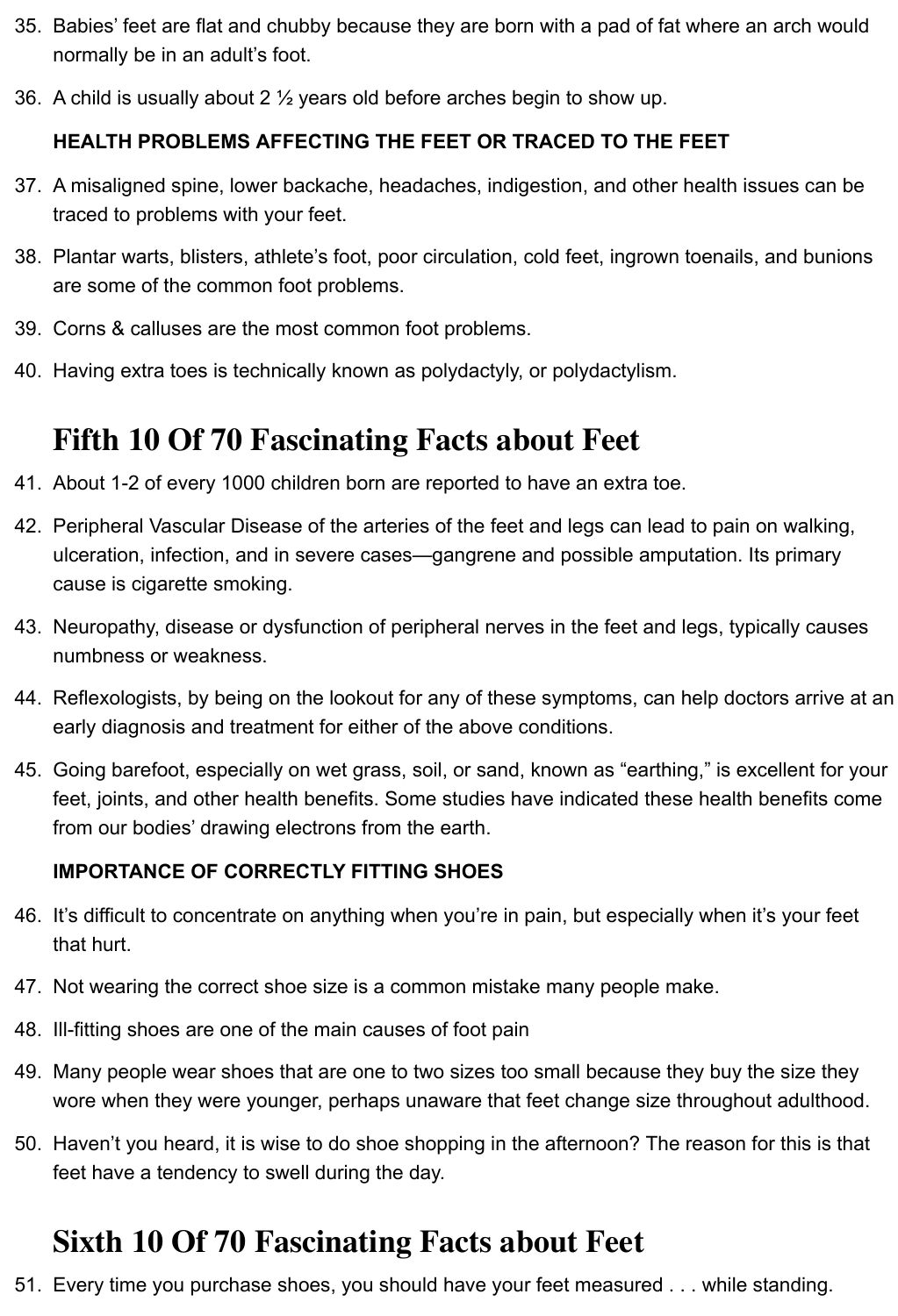35. Babies' feet are flat and chubby because they are born with a pad of fat where an arch would normally be in an adult's foot.
36. A child is usually about 2 ½ years old before arches begin to show up.

**HEALTH PROBLEMS AFFECTING THE FEET OR TRACED TO THE FEET**

37. A misaligned spine, lower backache, headaches, indigestion, and other health issues can be traced to problems with your feet.
38. Plantar warts, blisters, athlete's foot, poor circulation, cold feet, ingrown toenails, and bunions are some of the common foot problems.
39. Corns & calluses are the most common foot problems.
40. Having extra toes is technically known as polydactyly, or polydactylism.

## Fifth 10 Of 70 Fascinating Facts about Feet

41. About 1-2 of every 1000 children born are reported to have an extra toe.
42. Peripheral Vascular Disease of the arteries of the feet and legs can lead to pain on walking, ulceration, infection, and in severe cases—gangrene and possible amputation. Its primary cause is cigarette smoking.
43. Neuropathy, disease or dysfunction of peripheral nerves in the feet and legs, typically causes numbness or weakness.
44. Reflexologists, by being on the lookout for any of these symptoms, can help doctors arrive at an early diagnosis and treatment for either of the above conditions.
45. Going barefoot, especially on wet grass, soil, or sand, known as "earthing," is excellent for your feet, joints, and other health benefits. Some studies have indicated these health benefits come from our bodies' drawing electrons from the earth.

**IMPORTANCE OF CORRECTLY FITTING SHOES**

46. It's difficult to concentrate on anything when you're in pain, but especially when it's your feet that hurt.
47. Not wearing the correct shoe size is a common mistake many people make.
48. Ill-fitting shoes are one of the main causes of foot pain
49. Many people wear shoes that are one to two sizes too small because they buy the size they wore when they were younger, perhaps unaware that feet change size throughout adulthood.
50. Haven't you heard, it is wise to do shoe shopping in the afternoon? The reason for this is that feet have a tendency to swell during the day.

## Sixth 10 Of 70 Fascinating Facts about Feet

51. Every time you purchase shoes, you should have your feet measured . . . while standing.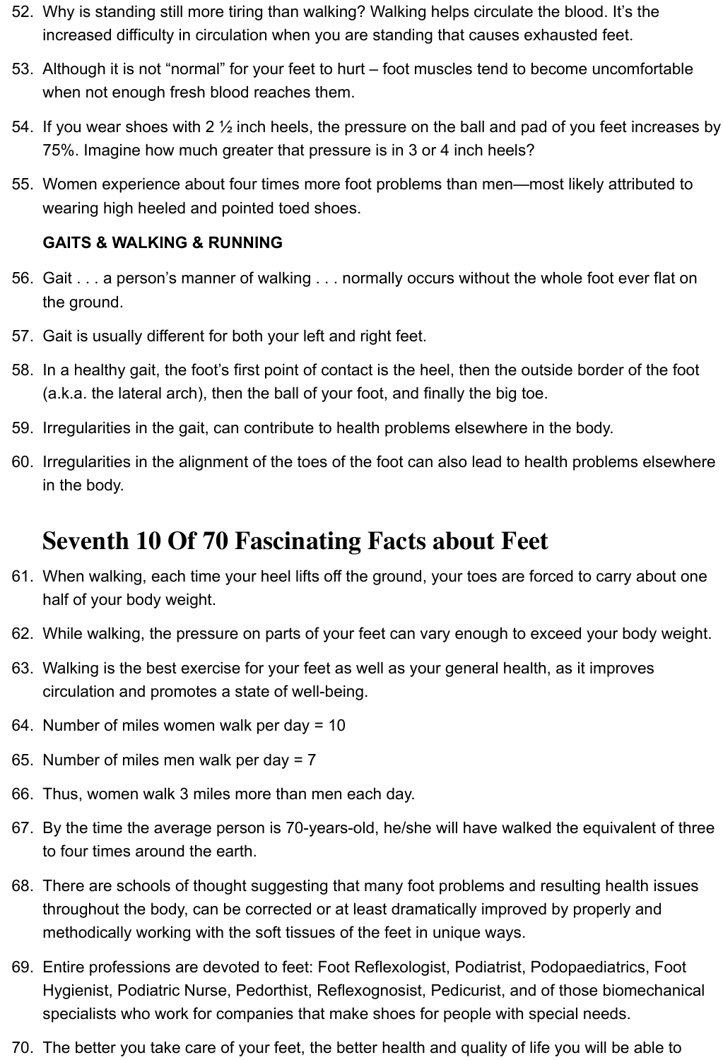52. Why is standing still more tiring than walking? Walking helps circulate the blood. It's the increased difficulty in circulation when you are standing that causes exhausted feet.
53. Although it is not "normal" for your feet to hurt – foot muscles tend to become uncomfortable when not enough fresh blood reaches them.
54. If you wear shoes with 2 ½ inch heels, the pressure on the ball and pad of you feet increases by 75%. Imagine how much greater that pressure is in 3 or 4 inch heels?
55. Women experience about four times more foot problems than men—most likely attributed to wearing high heeled and pointed toed shoes.

**GAITS & WALKING & RUNNING**

56. Gait . . . a person's manner of walking . . . normally occurs without the whole foot ever flat on the ground.
57. Gait is usually different for both your left and right feet.
58. In a healthy gait, the foot's first point of contact is the heel, then the outside border of the foot (a.k.a. the lateral arch), then the ball of your foot, and finally the big toe.
59. Irregularities in the gait, can contribute to health problems elsewhere in the body.
60. Irregularities in the alignment of the toes of the foot can also lead to health problems elsewhere in the body.

## Seventh 10 Of 70 Fascinating Facts about Feet

61. When walking, each time your heel lifts off the ground, your toes are forced to carry about one half of your body weight.
62. While walking, the pressure on parts of your feet can vary enough to exceed your body weight.
63. Walking is the best exercise for your feet as well as your general health, as it improves circulation and promotes a state of well-being.
64. Number of miles women walk per day = 10
65. Number of miles men walk per day = 7
66. Thus, women walk 3 miles more than men each day.
67. By the time the average person is 70-years-old, he/she will have walked the equivalent of three to four times around the earth.
68. There are schools of thought suggesting that many foot problems and resulting health issues throughout the body, can be corrected or at least dramatically improved by properly and methodically working with the soft tissues of the feet in unique ways.
69. Entire professions are devoted to feet: Foot Reflexologist, Podiatrist, Podopaediatrics, Foot Hygienist, Podiatric Nurse, Pedorthist, Reflexognosist, Pedicurist, and of those biomechanical specialists who work for companies that make shoes for people with special needs.
70. The better you take care of your feet, the better health and quality of life you will be able to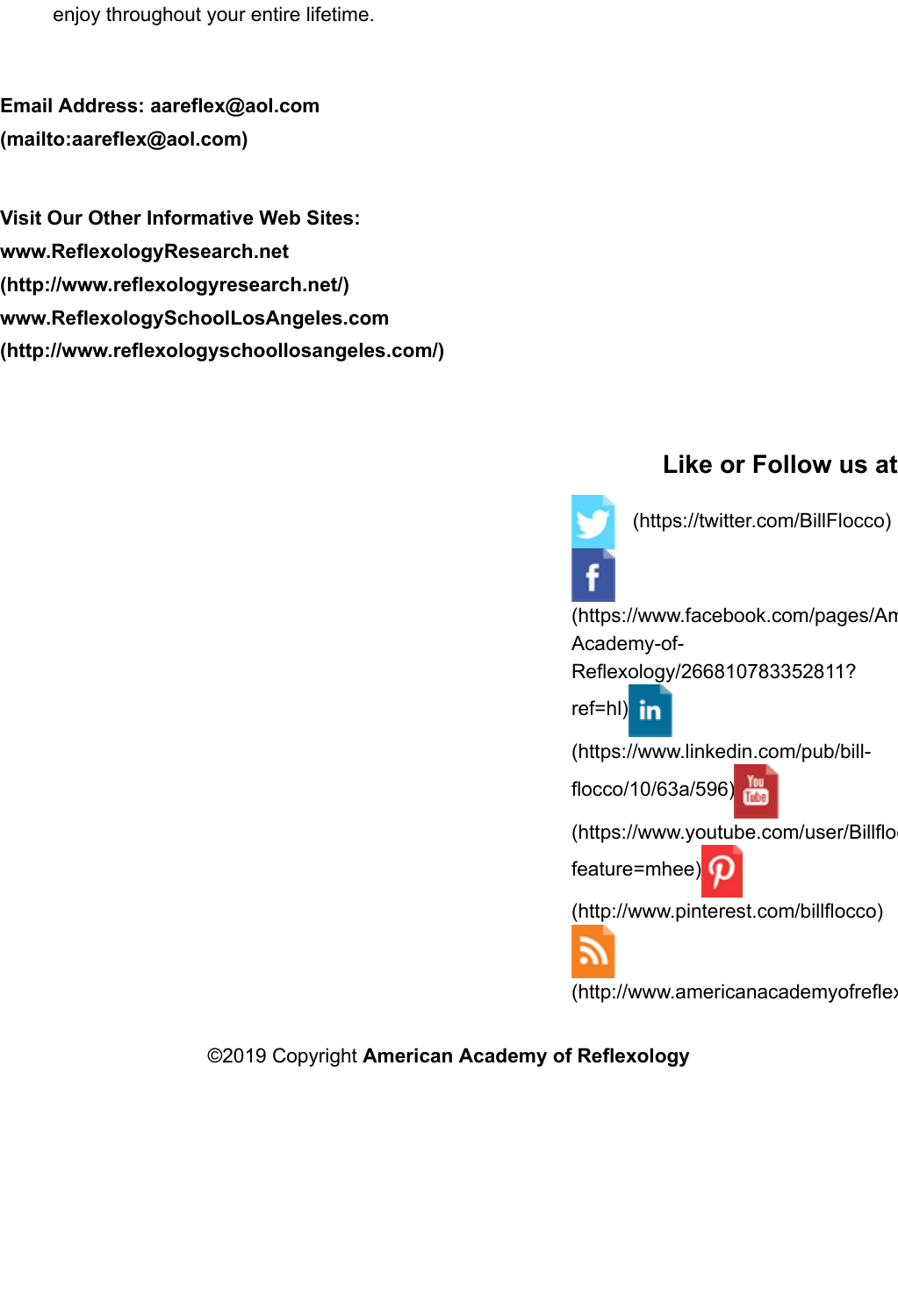enjoy throughout your entire lifetime.

**Email Address: aareflex@aol.com (mailto:aareflex@aol.com)**

**Visit Our Other Informative Web Sites:**
**www.ReflexologyResearch.net (http://www.reflexologyresearch.net/)**
**www.ReflexologySchoolLosAngeles.com (http://www.reflexologyschoollosangeles.com/)**

## Like or Follow us at

(https://twitter.com/BillFlocco)

(https://www.facebook.com/pages/American-Academy-of-Reflexology/266810783352811?ref=hl)

(https://www.linkedin.com/pub/bill-flocco/10/63a/596)

(https://www.youtube.com/user/Billflocco?feature=mhee)

(http://www.pinterest.com/billflocco)

(http://www.americanacademyofreflex

©2019 Copyright **American Academy of Reflexology**